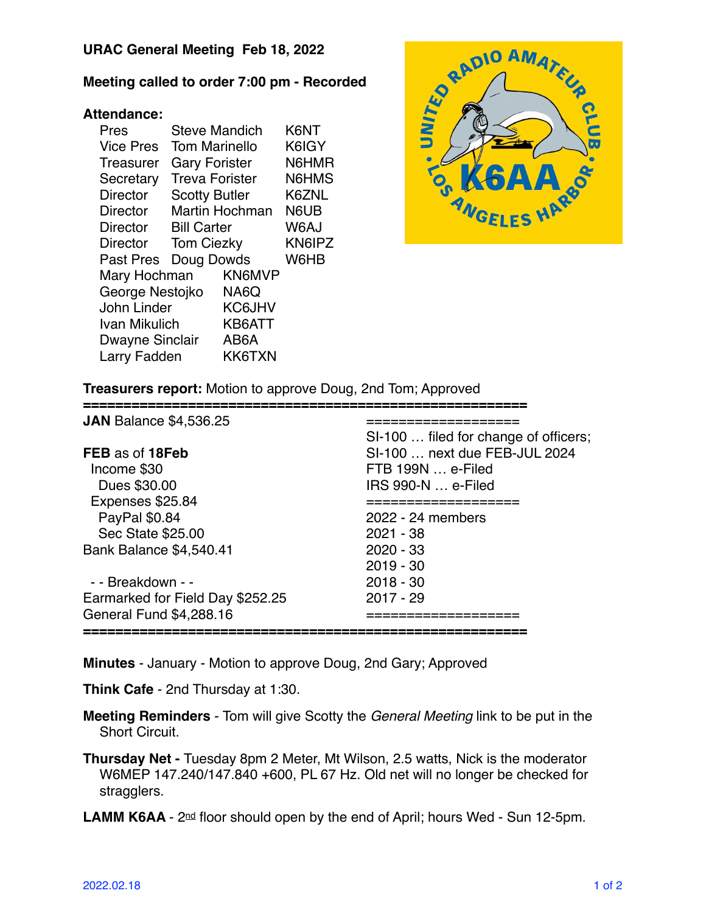**URAC General Meeting Feb 18, 2022**

**Meeting called to order 7:00 pm - Recorded**

**Attendance:**

| | | |
|---|---|---|
| Pres | Steve Mandich | K6NT |
| Vice Pres | Tom Marinello | K6IGY |
| Treasurer | Gary Forister | N6HMR |
| Secretary | Treva Forister | N6HMS |
| Director | Scotty Butler | K6ZNL |
| Director | Martin Hochman | N6UB |
| Director | Bill Carter | W6AJ |
| Director | Tom Ciezky | KN6IPZ |
| Past Pres | Doug Dowds | W6HB |

| | |
|---|---|
| Mary Hochman | KN6MVP |
| George Nestojko | NA6Q |
| John Linder | KC6JHV |
| Ivan Mikulich | KB6ATT |
| Dwayne Sinclair | AB6A |
| Larry Fadden | KK6TXN |

**Treasurers report:** Motion to approve Doug, 2nd Tom; Approved

==========================================================

**JAN** Balance $4,536.25

**FEB** as of **18Feb**
- Income $30
  - Dues $30.00
- Expenses $25.84
  - PayPal $0.84
  - Sec State $25.00

Bank Balance $4,540.41

- - Breakdown - -
Earmarked for Field Day $252.25
General Fund $4,288.16

===================
SI-100 … filed for change of officers;
SI-100 … next due FEB-JUL 2024
FTB 199N … e-Filed
IRS 990-N … e-Filed
===================
2022 - 24 members
2021 - 38
2020 - 33
2019 - 30
2018 - 30
2017 - 29
===================

==========================================================

**Minutes** - January - Motion to approve Doug, 2nd Gary; Approved

**Think Cafe** - 2nd Thursday at 1:30.

**Meeting Reminders** - Tom will give Scotty the *General Meeting* link to be put in the Short Circuit.

**Thursday Net -** Tuesday 8pm 2 Meter, Mt Wilson, 2.5 watts, Nick is the moderator W6MEP 147.240/147.840 +600, PL 67 Hz. Old net will no longer be checked for stragglers.

**LAMM K6AA** - 2nd floor should open by the end of April; hours Wed - Sun 12-5pm.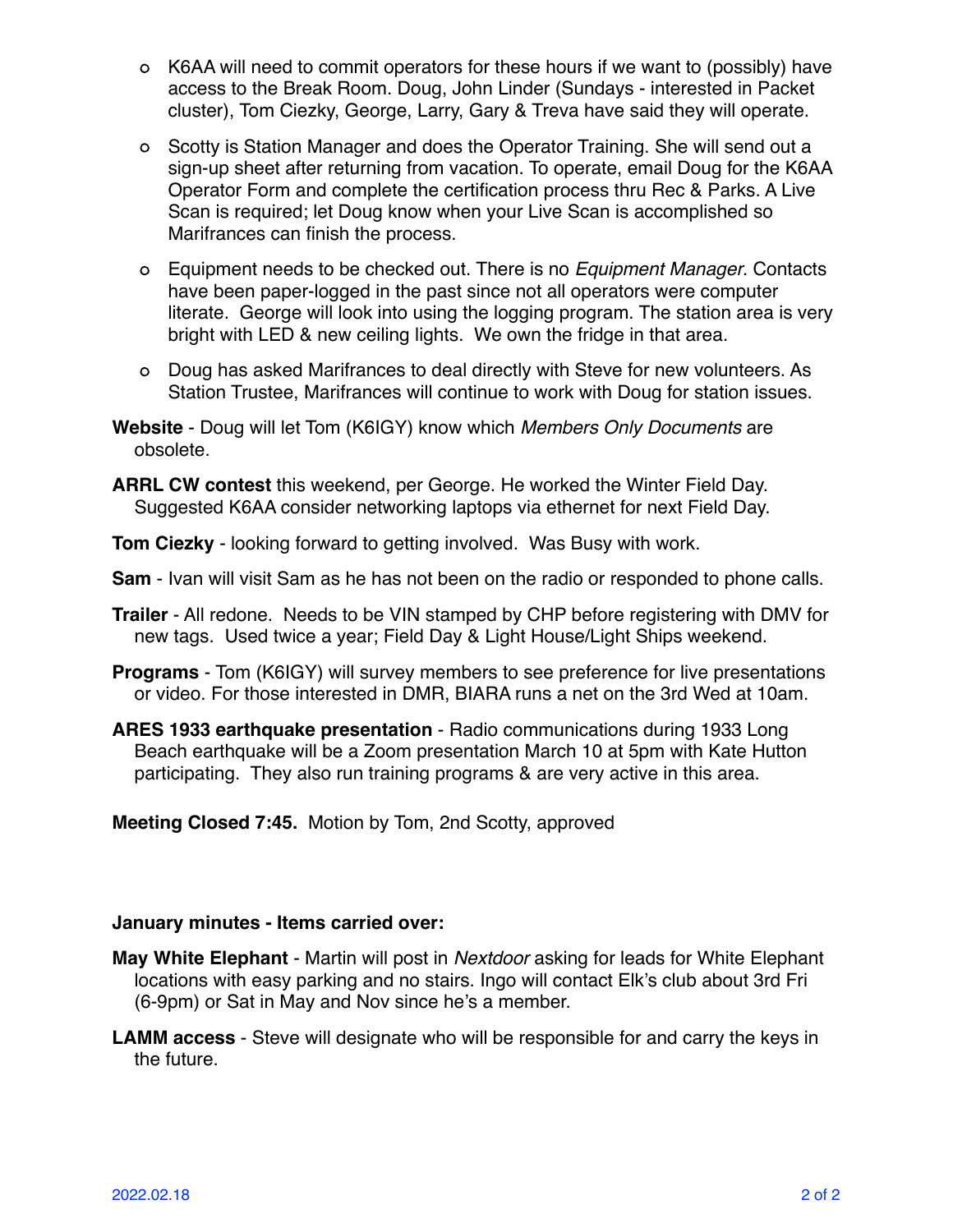- K6AA will need to commit operators for these hours if we want to (possibly) have access to the Break Room. Doug, John Linder (Sundays - interested in Packet cluster), Tom Ciezky, George, Larry, Gary & Treva have said they will operate.
- Scotty is Station Manager and does the Operator Training. She will send out a sign-up sheet after returning from vacation. To operate, email Doug for the K6AA Operator Form and complete the certification process thru Rec & Parks. A Live Scan is required; let Doug know when your Live Scan is accomplished so Marifrances can finish the process.
- Equipment needs to be checked out. There is no *Equipment Manager*. Contacts have been paper-logged in the past since not all operators were computer literate. George will look into using the logging program. The station area is very bright with LED & new ceiling lights. We own the fridge in that area.
- Doug has asked Marifrances to deal directly with Steve for new volunteers. As Station Trustee, Marifrances will continue to work with Doug for station issues.

**Website** - Doug will let Tom (K6IGY) know which *Members Only Documents* are obsolete.

**ARRL CW contest** this weekend, per George. He worked the Winter Field Day. Suggested K6AA consider networking laptops via ethernet for next Field Day.

**Tom Ciezky** - looking forward to getting involved. Was Busy with work.

**Sam** - Ivan will visit Sam as he has not been on the radio or responded to phone calls.

**Trailer** - All redone. Needs to be VIN stamped by CHP before registering with DMV for new tags. Used twice a year; Field Day & Light House/Light Ships weekend.

**Programs** - Tom (K6IGY) will survey members to see preference for live presentations or video. For those interested in DMR, BIARA runs a net on the 3rd Wed at 10am.

**ARES 1933 earthquake presentation** - Radio communications during 1933 Long Beach earthquake will be a Zoom presentation March 10 at 5pm with Kate Hutton participating. They also run training programs & are very active in this area.

**Meeting Closed 7:45.** Motion by Tom, 2nd Scotty, approved

**January minutes - Items carried over:**

**May White Elephant** - Martin will post in *Nextdoor* asking for leads for White Elephant locations with easy parking and no stairs. Ingo will contact Elk's club about 3rd Fri (6-9pm) or Sat in May and Nov since he's a member.

**LAMM access** - Steve will designate who will be responsible for and carry the keys in the future.